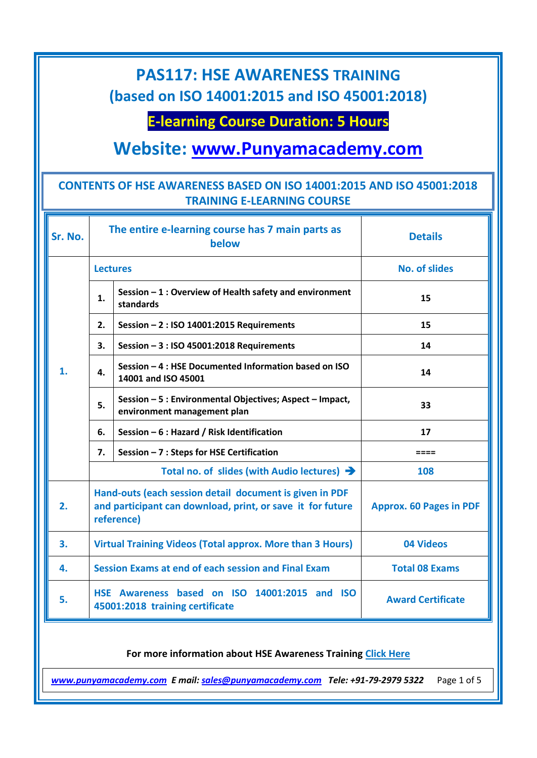# PAS117: HSE AWARENESS TRAINING
# (based on ISO 14001:2015 and ISO 45001:2018)

## E-learning Course Duration: 5 Hours

## Website: www.Punyamacademy.com

### CONTENTS OF HSE AWARENESS BASED ON ISO 14001:2015 AND ISO 45001:2018 TRAINING E-LEARNING COURSE

| Sr. No. | The entire e-learning course has 7 main parts as below | | Details |
|---|---|---|---|
| 1. | **Lectures** | | **No. of slides** |
| | 1. | Session – 1 : Overview of Health safety and environment standards | 15 |
| | 2. | Session – 2 : ISO 14001:2015 Requirements | 15 |
| | 3. | Session – 3 : ISO 45001:2018 Requirements | 14 |
| | 4. | Session – 4 : HSE Documented Information based on ISO 14001 and ISO 45001 | 14 |
| | 5. | Session – 5 : Environmental Objectives; Aspect – Impact, environment management plan | 33 |
| | 6. | Session – 6 : Hazard / Risk Identification | 17 |
| | 7. | Session – 7 : Steps for HSE Certification | ==== |
| | Total no. of slides (with Audio lectures) ➔ | | 108 |
| 2. | Hand-outs (each session detail document is given in PDF and participant can download, print, or save it for future reference) | | Approx. 60 Pages in PDF |
| 3. | Virtual Training Videos (Total approx. More than 3 Hours) | | 04 Videos |
| 4. | Session Exams at end of each session and Final Exam | | Total 08 Exams |
| 5. | HSE Awareness based on ISO 14001:2015 and ISO 45001:2018 training certificate | | Award Certificate |

**For more information about HSE Awareness Training Click Here**

*www.punyamacademy.com* *E mail: sales@punyamacademy.com* *Tele: +91-79-2979 5322*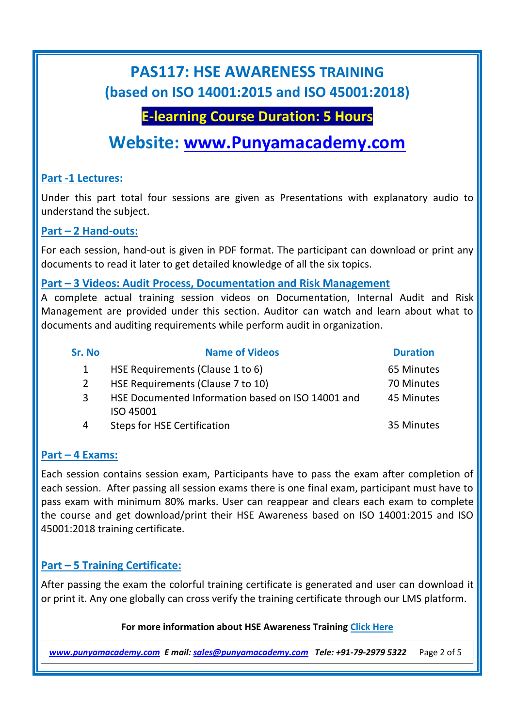# PAS117: HSE AWARENESS TRAINING
## (based on ISO 14001:2015 and ISO 45001:2018)

**E-learning Course Duration: 5 Hours**

## Website: [www.Punyamacademy.com](http://www.Punyamacademy.com)

### Part -1 Lectures:

Under this part total four sessions are given as Presentations with explanatory audio to understand the subject.

### Part – 2 Hand-outs:

For each session, hand-out is given in PDF format. The participant can download or print any documents to read it later to get detailed knowledge of all the six topics.

### Part – 3 Videos: Audit Process, Documentation and Risk Management

A complete actual training session videos on Documentation, Internal Audit and Risk Management are provided under this section. Auditor can watch and learn about what to documents and auditing requirements while perform audit in organization.

| Sr. No | Name of Videos | Duration |
|---|---|---|
| 1 | HSE Requirements (Clause 1 to 6) | 65 Minutes |
| 2 | HSE Requirements (Clause 7 to 10) | 70 Minutes |
| 3 | HSE Documented Information based on ISO 14001 and ISO 45001 | 45 Minutes |
| 4 | Steps for HSE Certification | 35 Minutes |

### Part – 4 Exams:

Each session contains session exam, Participants have to pass the exam after completion of each session. After passing all session exams there is one final exam, participant must have to pass exam with minimum 80% marks. User can reappear and clears each exam to complete the course and get download/print their HSE Awareness based on ISO 14001:2015 and ISO 45001:2018 training certificate.

### Part – 5 Training Certificate:

After passing the exam the colorful training certificate is generated and user can download it or print it. Any one globally can cross verify the training certificate through our LMS platform.

**For more information about HSE Awareness Training Click Here**

*www.punyamacademy.com* ***E mail:*** *sales@punyamacademy.com* ***Tele: +91-79-2979 5322***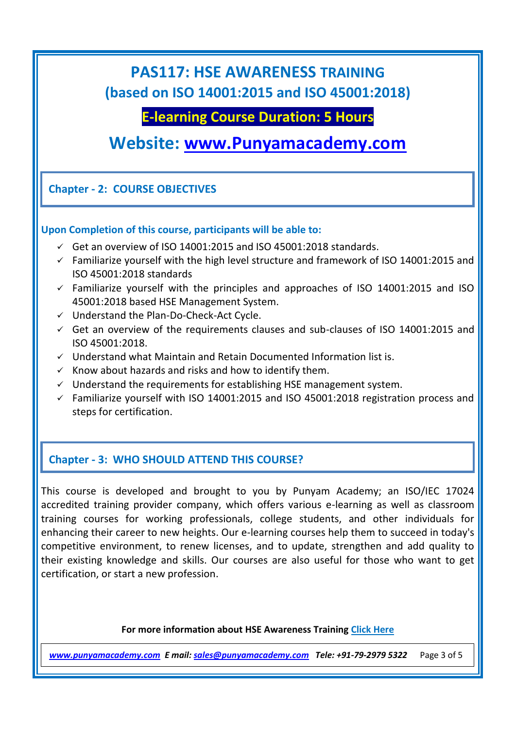# PAS117: HSE AWARENESS TRAINING
## (based on ISO 14001:2015 and ISO 45001:2018)

**E-learning Course Duration: 5 Hours**

## Website: www.Punyamacademy.com

## Chapter - 2: COURSE OBJECTIVES

**Upon Completion of this course, participants will be able to:**

- ✓ Get an overview of ISO 14001:2015 and ISO 45001:2018 standards.
- ✓ Familiarize yourself with the high level structure and framework of ISO 14001:2015 and ISO 45001:2018 standards
- ✓ Familiarize yourself with the principles and approaches of ISO 14001:2015 and ISO 45001:2018 based HSE Management System.
- ✓ Understand the Plan-Do-Check-Act Cycle.
- ✓ Get an overview of the requirements clauses and sub-clauses of ISO 14001:2015 and ISO 45001:2018.
- ✓ Understand what Maintain and Retain Documented Information list is.
- ✓ Know about hazards and risks and how to identify them.
- ✓ Understand the requirements for establishing HSE management system.
- ✓ Familiarize yourself with ISO 14001:2015 and ISO 45001:2018 registration process and steps for certification.

## Chapter - 3: WHO SHOULD ATTEND THIS COURSE?

This course is developed and brought to you by Punyam Academy; an ISO/IEC 17024 accredited training provider company, which offers various e-learning as well as classroom training courses for working professionals, college students, and other individuals for enhancing their career to new heights. Our e-learning courses help them to succeed in today's competitive environment, to renew licenses, and to update, strengthen and add quality to their existing knowledge and skills. Our courses are also useful for those who want to get certification, or start a new profession.

**For more information about HSE Awareness Training Click Here**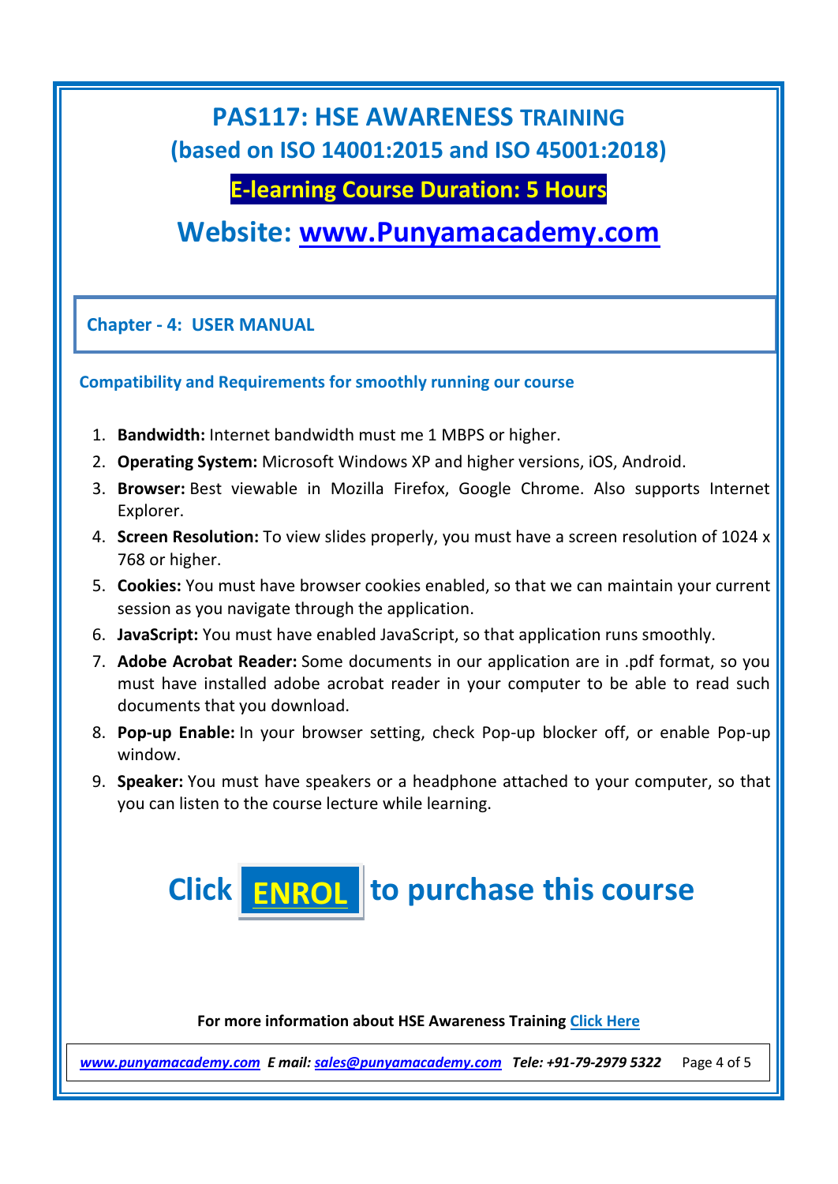# PAS117: HSE AWARENESS TRAINING
## (based on ISO 14001:2015 and ISO 45001:2018)

**E-learning Course Duration: 5 Hours**

## Website: www.Punyamacademy.com

### Chapter - 4: USER MANUAL

**Compatibility and Requirements for smoothly running our course**

1. **Bandwidth:** Internet bandwidth must me 1 MBPS or higher.
2. **Operating System:** Microsoft Windows XP and higher versions, iOS, Android.
3. **Browser:** Best viewable in Mozilla Firefox, Google Chrome. Also supports Internet Explorer.
4. **Screen Resolution:** To view slides properly, you must have a screen resolution of 1024 x 768 or higher.
5. **Cookies:** You must have browser cookies enabled, so that we can maintain your current session as you navigate through the application.
6. **JavaScript:** You must have enabled JavaScript, so that application runs smoothly.
7. **Adobe Acrobat Reader:** Some documents in our application are in .pdf format, so you must have installed adobe acrobat reader in your computer to be able to read such documents that you download.
8. **Pop-up Enable:** In your browser setting, check Pop-up blocker off, or enable Pop-up window.
9. **Speaker:** You must have speakers or a headphone attached to your computer, so that you can listen to the course lecture while learning.

## Click ENROL to purchase this course

**For more information about HSE Awareness Training Click Here**

*www.punyamacademy.com* ***E mail:*** *sales@punyamacademy.com* ***Tele: +91-79-2979 5322***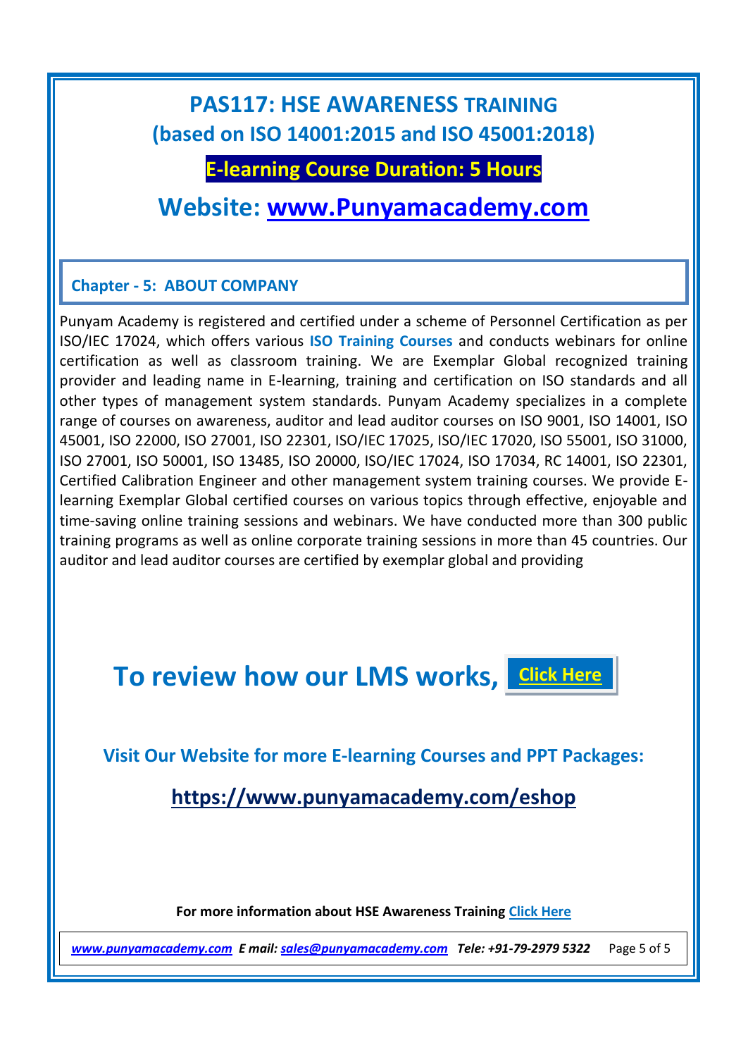# PAS117: HSE AWARENESS TRAINING
## (based on ISO 14001:2015 and ISO 45001:2018)

**E-learning Course Duration: 5 Hours**

## Website: [www.Punyamacademy.com](http://www.Punyamacademy.com)

### Chapter - 5: ABOUT COMPANY

Punyam Academy is registered and certified under a scheme of Personnel Certification as per ISO/IEC 17024, which offers various **ISO Training Courses** and conducts webinars for online certification as well as classroom training. We are Exemplar Global recognized training provider and leading name in E-learning, training and certification on ISO standards and all other types of management system standards. Punyam Academy specializes in a complete range of courses on awareness, auditor and lead auditor courses on ISO 9001, ISO 14001, ISO 45001, ISO 22000, ISO 27001, ISO 22301, ISO/IEC 17025, ISO/IEC 17020, ISO 55001, ISO 31000, ISO 27001, ISO 50001, ISO 13485, ISO 20000, ISO/IEC 17024, ISO 17034, RC 14001, ISO 22301, Certified Calibration Engineer and other management system training courses. We provide E-learning Exemplar Global certified courses on various topics through effective, enjoyable and time-saving online training sessions and webinars. We have conducted more than 300 public training programs as well as online corporate training sessions in more than 45 countries. Our auditor and lead auditor courses are certified by exemplar global and providing

## To review how our LMS works, Click Here

**Visit Our Website for more E-learning Courses and PPT Packages:**

**https://www.punyamacademy.com/eshop**

**For more information about HSE Awareness Training Click Here**

*www.punyamacademy.com* ***E mail:*** *sales@punyamacademy.com* ***Tele: +91-79-2979 5322***